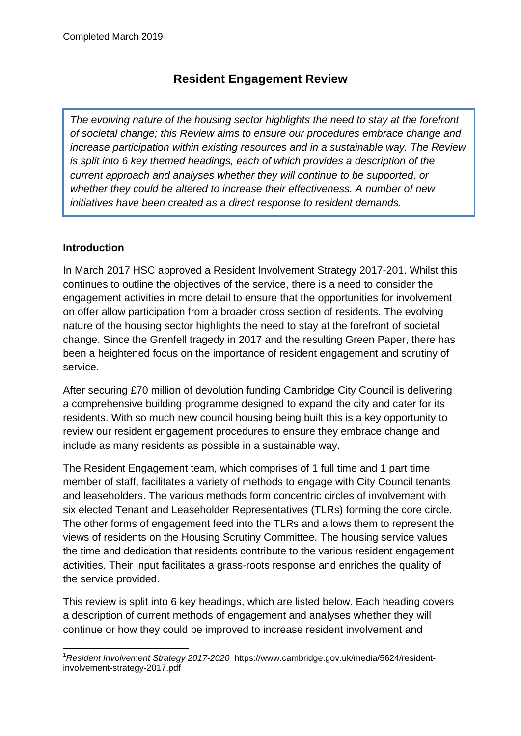Completed March 2019

# Resident Engagement Review

*The evolving nature of the housing sector highlights the need to stay at the forefront of societal change; this Review aims to ensure our procedures embrace change and increase participation within existing resources and in a sustainable way. The Review is split into 6 key themed headings, each of which provides a description of the current approach and analyses whether they will continue to be supported, or whether they could be altered to increase their effectiveness. A number of new initiatives have been created as a direct response to resident demands.*

**Introduction**

In March 2017 HSC approved a Resident Involvement Strategy 2017-20[1]. Whilst this continues to outline the objectives of the service, there is a need to consider the engagement activities in more detail to ensure that the opportunities for involvement on offer allow participation from a broader cross section of residents. The evolving nature of the housing sector highlights the need to stay at the forefront of societal change. Since the Grenfell tragedy in 2017 and the resulting Green Paper, there has been a heightened focus on the importance of resident engagement and scrutiny of service.

After securing £70 million of devolution funding Cambridge City Council is delivering a comprehensive building programme designed to expand the city and cater for its residents. With so much new council housing being built this is a key opportunity to review our resident engagement procedures to ensure they embrace change and include as many residents as possible in a sustainable way.

The Resident Engagement team, which comprises of 1 full time and 1 part time member of staff, facilitates a variety of methods to engage with City Council tenants and leaseholders. The various methods form concentric circles of involvement with six elected Tenant and Leaseholder Representatives (TLRs) forming the core circle. The other forms of engagement feed into the TLRs and allows them to represent the views of residents on the Housing Scrutiny Committee. The housing service values the time and dedication that residents contribute to the various resident engagement activities. Their input facilitates a grass-roots response and enriches the quality of the service provided.

This review is split into 6 key headings, which are listed below. Each heading covers a description of current methods of engagement and analyses whether they will continue or how they could be improved to increase resident involvement and

---

[1] *Resident Involvement Strategy 2017-2020* https://www.cambridge.gov.uk/media/5624/resident-involvement-strategy-2017.pdf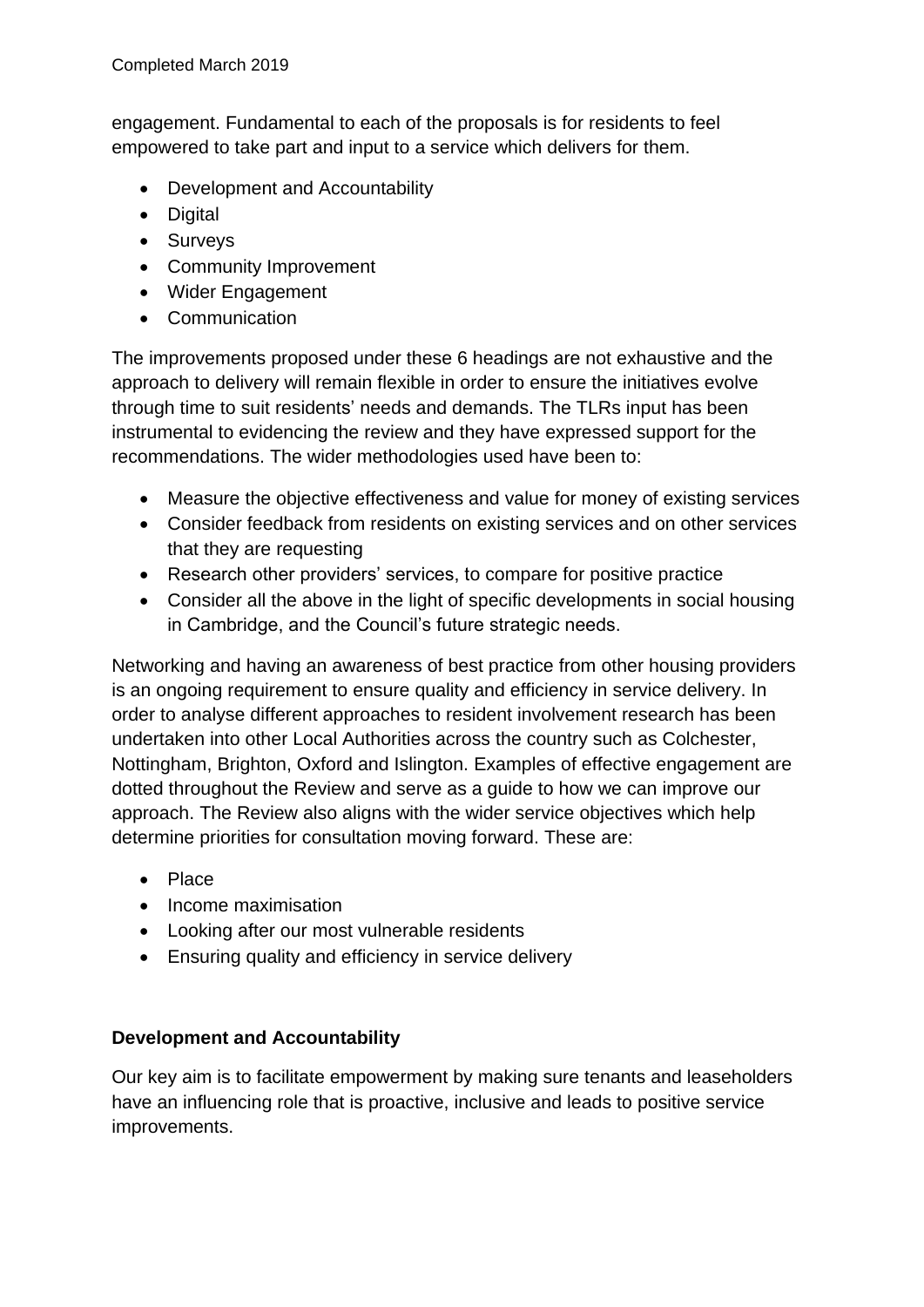engagement. Fundamental to each of the proposals is for residents to feel empowered to take part and input to a service which delivers for them.

- Development and Accountability
- Digital
- Surveys
- Community Improvement
- Wider Engagement
- Communication

The improvements proposed under these 6 headings are not exhaustive and the approach to delivery will remain flexible in order to ensure the initiatives evolve through time to suit residents' needs and demands. The TLRs input has been instrumental to evidencing the review and they have expressed support for the recommendations. The wider methodologies used have been to:

- Measure the objective effectiveness and value for money of existing services
- Consider feedback from residents on existing services and on other services that they are requesting
- Research other providers' services, to compare for positive practice
- Consider all the above in the light of specific developments in social housing in Cambridge, and the Council's future strategic needs.

Networking and having an awareness of best practice from other housing providers is an ongoing requirement to ensure quality and efficiency in service delivery. In order to analyse different approaches to resident involvement research has been undertaken into other Local Authorities across the country such as Colchester, Nottingham, Brighton, Oxford and Islington. Examples of effective engagement are dotted throughout the Review and serve as a guide to how we can improve our approach. The Review also aligns with the wider service objectives which help determine priorities for consultation moving forward. These are:

- Place
- Income maximisation
- Looking after our most vulnerable residents
- Ensuring quality and efficiency in service delivery

**Development and Accountability**

Our key aim is to facilitate empowerment by making sure tenants and leaseholders have an influencing role that is proactive, inclusive and leads to positive service improvements.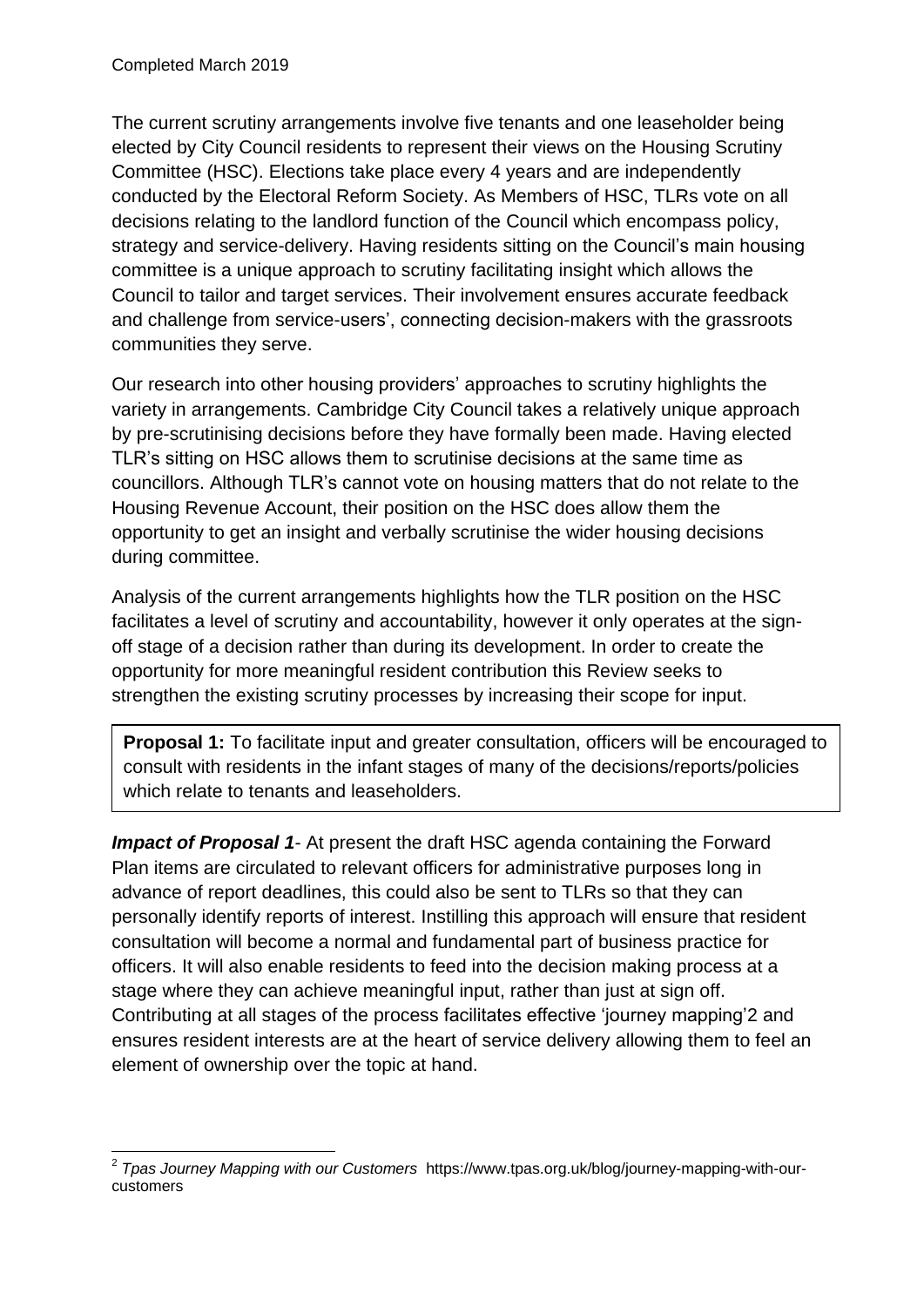Completed March 2019

The current scrutiny arrangements involve five tenants and one leaseholder being elected by City Council residents to represent their views on the Housing Scrutiny Committee (HSC). Elections take place every 4 years and are independently conducted by the Electoral Reform Society. As Members of HSC, TLRs vote on all decisions relating to the landlord function of the Council which encompass policy, strategy and service-delivery. Having residents sitting on the Council's main housing committee is a unique approach to scrutiny facilitating insight which allows the Council to tailor and target services. Their involvement ensures accurate feedback and challenge from service-users', connecting decision-makers with the grassroots communities they serve.

Our research into other housing providers' approaches to scrutiny highlights the variety in arrangements. Cambridge City Council takes a relatively unique approach by pre-scrutinising decisions before they have formally been made. Having elected TLR's sitting on HSC allows them to scrutinise decisions at the same time as councillors. Although TLR's cannot vote on housing matters that do not relate to the Housing Revenue Account, their position on the HSC does allow them the opportunity to get an insight and verbally scrutinise the wider housing decisions during committee.

Analysis of the current arrangements highlights how the TLR position on the HSC facilitates a level of scrutiny and accountability, however it only operates at the sign-off stage of a decision rather than during its development. In order to create the opportunity for more meaningful resident contribution this Review seeks to strengthen the existing scrutiny processes by increasing their scope for input.

**Proposal 1:** To facilitate input and greater consultation, officers will be encouraged to consult with residents in the infant stages of many of the decisions/reports/policies which relate to tenants and leaseholders.

***Impact of Proposal 1***- At present the draft HSC agenda containing the Forward Plan items are circulated to relevant officers for administrative purposes long in advance of report deadlines, this could also be sent to TLRs so that they can personally identify reports of interest. Instilling this approach will ensure that resident consultation will become a normal and fundamental part of business practice for officers. It will also enable residents to feed into the decision making process at a stage where they can achieve meaningful input, rather than just at sign off. Contributing at all stages of the process facilitates effective 'journey mapping'[2] and ensures resident interests are at the heart of service delivery allowing them to feel an element of ownership over the topic at hand.

[2] *Tpas Journey Mapping with our Customers* https://www.tpas.org.uk/blog/journey-mapping-with-our-customers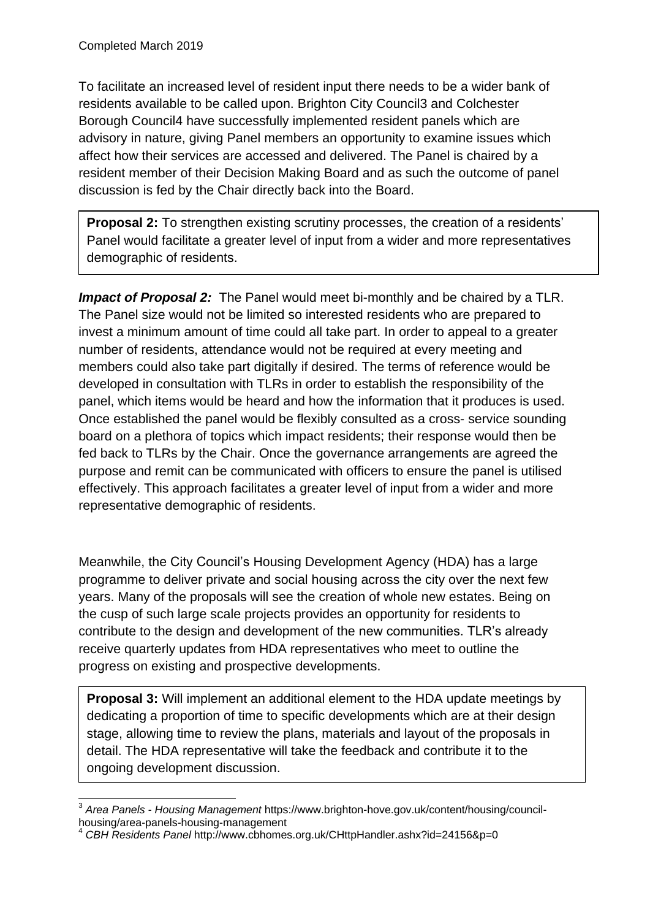Completed March 2019

To facilitate an increased level of resident input there needs to be a wider bank of residents available to be called upon. Brighton City Council[3] and Colchester Borough Council[4] have successfully implemented resident panels which are advisory in nature, giving Panel members an opportunity to examine issues which affect how their services are accessed and delivered. The Panel is chaired by a resident member of their Decision Making Board and as such the outcome of panel discussion is fed by the Chair directly back into the Board.

> **Proposal 2:** To strengthen existing scrutiny processes, the creation of a residents' Panel would facilitate a greater level of input from a wider and more representatives demographic of residents.

***Impact of Proposal 2:*** The Panel would meet bi-monthly and be chaired by a TLR. The Panel size would not be limited so interested residents who are prepared to invest a minimum amount of time could all take part. In order to appeal to a greater number of residents, attendance would not be required at every meeting and members could also take part digitally if desired. The terms of reference would be developed in consultation with TLRs in order to establish the responsibility of the panel, which items would be heard and how the information that it produces is used. Once established the panel would be flexibly consulted as a cross- service sounding board on a plethora of topics which impact residents; their response would then be fed back to TLRs by the Chair. Once the governance arrangements are agreed the purpose and remit can be communicated with officers to ensure the panel is utilised effectively. This approach facilitates a greater level of input from a wider and more representative demographic of residents.

Meanwhile, the City Council's Housing Development Agency (HDA) has a large programme to deliver private and social housing across the city over the next few years. Many of the proposals will see the creation of whole new estates. Being on the cusp of such large scale projects provides an opportunity for residents to contribute to the design and development of the new communities. TLR's already receive quarterly updates from HDA representatives who meet to outline the progress on existing and prospective developments.

> **Proposal 3:** Will implement an additional element to the HDA update meetings by dedicating a proportion of time to specific developments which are at their design stage, allowing time to review the plans, materials and layout of the proposals in detail. The HDA representative will take the feedback and contribute it to the ongoing development discussion.

---

[3] *Area Panels - Housing Management* https://www.brighton-hove.gov.uk/content/housing/council-housing/area-panels-housing-management

[4] *CBH Residents Panel* http://www.cbhomes.org.uk/CHttpHandler.ashx?id=24156&p=0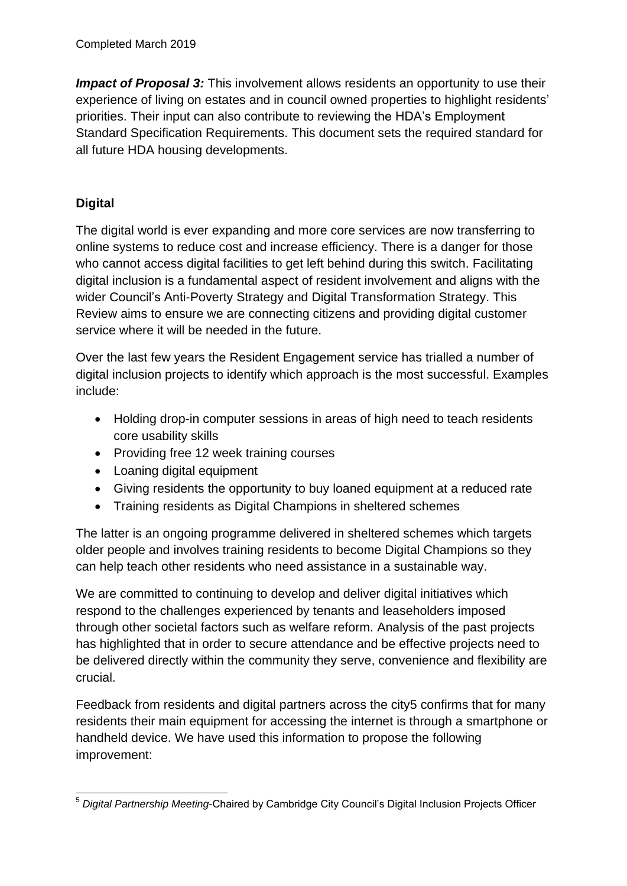Completed March 2019

***Impact of Proposal 3:*** This involvement allows residents an opportunity to use their experience of living on estates and in council owned properties to highlight residents' priorities. Their input can also contribute to reviewing the HDA's Employment Standard Specification Requirements. This document sets the required standard for all future HDA housing developments.

**Digital**

The digital world is ever expanding and more core services are now transferring to online systems to reduce cost and increase efficiency. There is a danger for those who cannot access digital facilities to get left behind during this switch. Facilitating digital inclusion is a fundamental aspect of resident involvement and aligns with the wider Council's Anti-Poverty Strategy and Digital Transformation Strategy. This Review aims to ensure we are connecting citizens and providing digital customer service where it will be needed in the future.

Over the last few years the Resident Engagement service has trialled a number of digital inclusion projects to identify which approach is the most successful. Examples include:

- Holding drop-in computer sessions in areas of high need to teach residents core usability skills
- Providing free 12 week training courses
- Loaning digital equipment
- Giving residents the opportunity to buy loaned equipment at a reduced rate
- Training residents as Digital Champions in sheltered schemes

The latter is an ongoing programme delivered in sheltered schemes which targets older people and involves training residents to become Digital Champions so they can help teach other residents who need assistance in a sustainable way.

We are committed to continuing to develop and deliver digital initiatives which respond to the challenges experienced by tenants and leaseholders imposed through other societal factors such as welfare reform. Analysis of the past projects has highlighted that in order to secure attendance and be effective projects need to be delivered directly within the community they serve, convenience and flexibility are crucial.

Feedback from residents and digital partners across the city5 confirms that for many residents their main equipment for accessing the internet is through a smartphone or handheld device. We have used this information to propose the following improvement:

[5] *Digital Partnership Meeting*-Chaired by Cambridge City Council's Digital Inclusion Projects Officer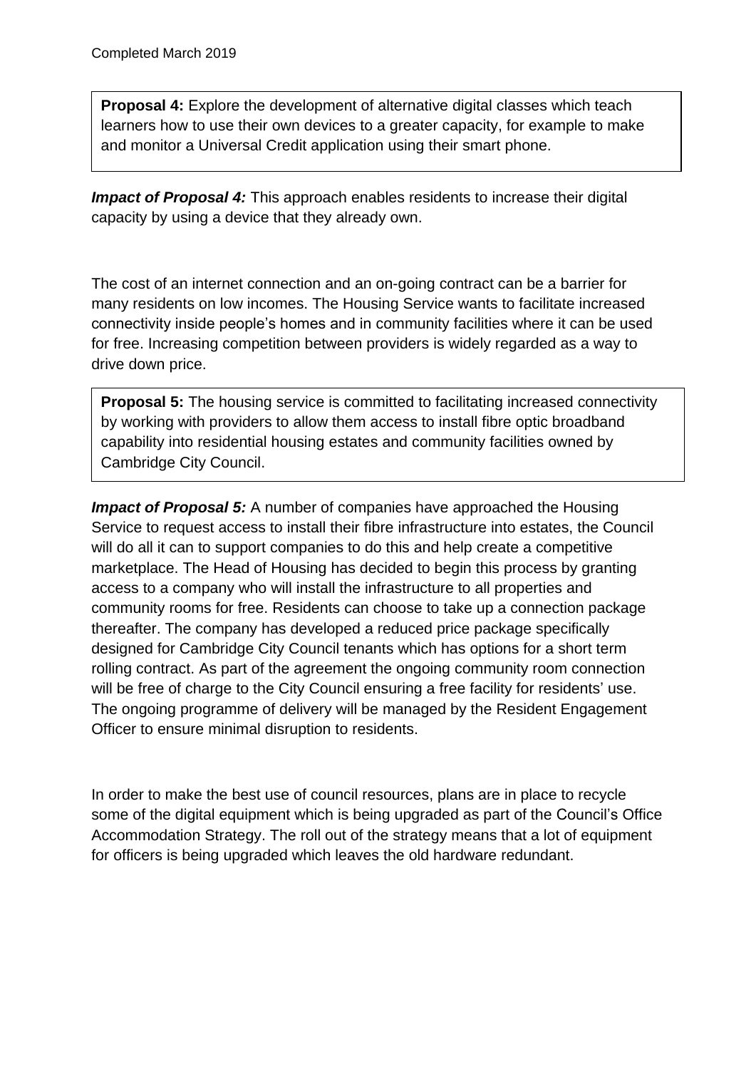**Proposal 4:** Explore the development of alternative digital classes which teach learners how to use their own devices to a greater capacity, for example to make and monitor a Universal Credit application using their smart phone.

***Impact of Proposal 4:*** This approach enables residents to increase their digital capacity by using a device that they already own.

The cost of an internet connection and an on-going contract can be a barrier for many residents on low incomes. The Housing Service wants to facilitate increased connectivity inside people's homes and in community facilities where it can be used for free. Increasing competition between providers is widely regarded as a way to drive down price.

**Proposal 5:** The housing service is committed to facilitating increased connectivity by working with providers to allow them access to install fibre optic broadband capability into residential housing estates and community facilities owned by Cambridge City Council.

***Impact of Proposal 5:*** A number of companies have approached the Housing Service to request access to install their fibre infrastructure into estates, the Council will do all it can to support companies to do this and help create a competitive marketplace. The Head of Housing has decided to begin this process by granting access to a company who will install the infrastructure to all properties and community rooms for free. Residents can choose to take up a connection package thereafter. The company has developed a reduced price package specifically designed for Cambridge City Council tenants which has options for a short term rolling contract. As part of the agreement the ongoing community room connection will be free of charge to the City Council ensuring a free facility for residents' use. The ongoing programme of delivery will be managed by the Resident Engagement Officer to ensure minimal disruption to residents.

In order to make the best use of council resources, plans are in place to recycle some of the digital equipment which is being upgraded as part of the Council's Office Accommodation Strategy. The roll out of the strategy means that a lot of equipment for officers is being upgraded which leaves the old hardware redundant.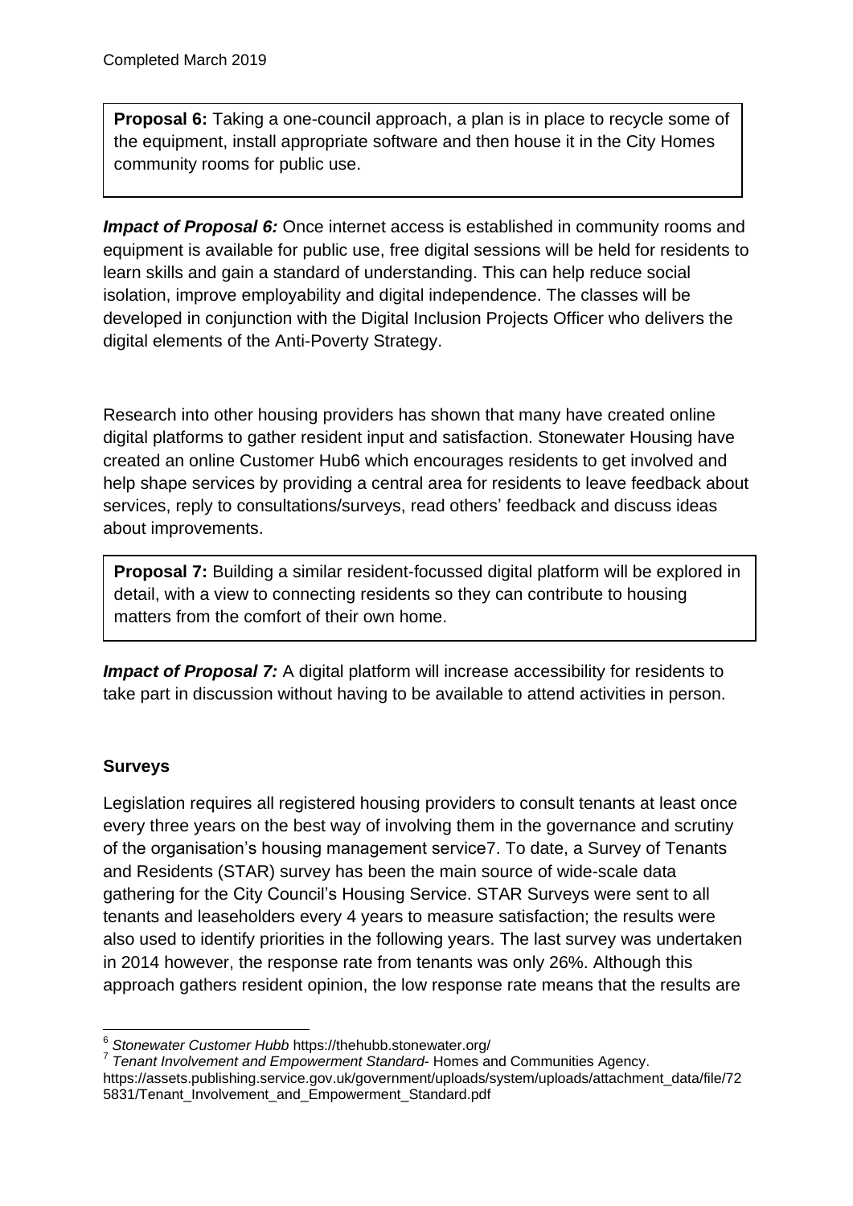Completed March 2019

**Proposal 6:** Taking a one-council approach, a plan is in place to recycle some of the equipment, install appropriate software and then house it in the City Homes community rooms for public use.

***Impact of Proposal 6:*** Once internet access is established in community rooms and equipment is available for public use, free digital sessions will be held for residents to learn skills and gain a standard of understanding. This can help reduce social isolation, improve employability and digital independence. The classes will be developed in conjunction with the Digital Inclusion Projects Officer who delivers the digital elements of the Anti-Poverty Strategy.

Research into other housing providers has shown that many have created online digital platforms to gather resident input and satisfaction. Stonewater Housing have created an online Customer Hub[6] which encourages residents to get involved and help shape services by providing a central area for residents to leave feedback about services, reply to consultations/surveys, read others' feedback and discuss ideas about improvements.

**Proposal 7:** Building a similar resident-focussed digital platform will be explored in detail, with a view to connecting residents so they can contribute to housing matters from the comfort of their own home.

***Impact of Proposal 7:*** A digital platform will increase accessibility for residents to take part in discussion without having to be available to attend activities in person.

**Surveys**

Legislation requires all registered housing providers to consult tenants at least once every three years on the best way of involving them in the governance and scrutiny of the organisation's housing management service[7]. To date, a Survey of Tenants and Residents (STAR) survey has been the main source of wide-scale data gathering for the City Council's Housing Service. STAR Surveys were sent to all tenants and leaseholders every 4 years to measure satisfaction; the results were also used to identify priorities in the following years. The last survey was undertaken in 2014 however, the response rate from tenants was only 26%. Although this approach gathers resident opinion, the low response rate means that the results are

[6] *Stonewater Customer Hubb* https://thehubb.stonewater.org/

[7] *Tenant Involvement and Empowerment Standard*- Homes and Communities Agency. https://assets.publishing.service.gov.uk/government/uploads/system/uploads/attachment_data/file/725831/Tenant_Involvement_and_Empowerment_Standard.pdf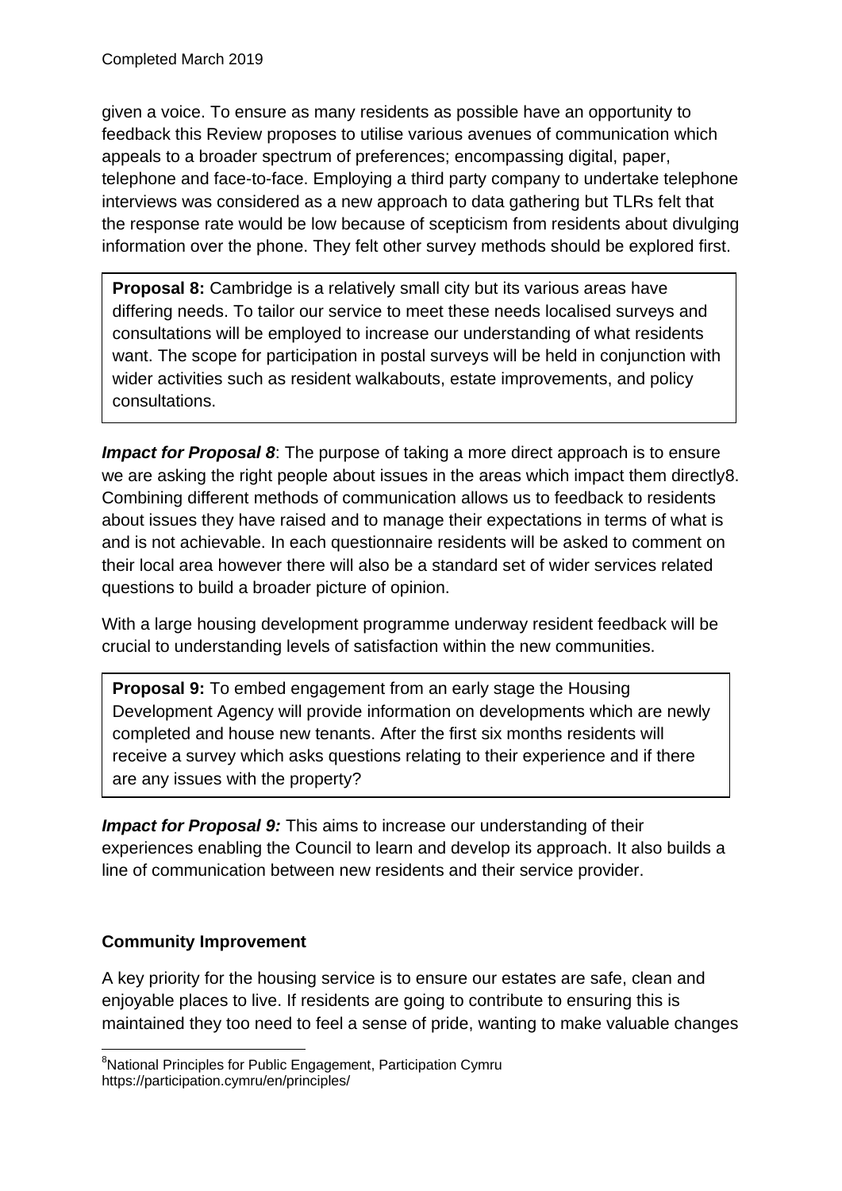given a voice. To ensure as many residents as possible have an opportunity to feedback this Review proposes to utilise various avenues of communication which appeals to a broader spectrum of preferences; encompassing digital, paper, telephone and face-to-face. Employing a third party company to undertake telephone interviews was considered as a new approach to data gathering but TLRs felt that the response rate would be low because of scepticism from residents about divulging information over the phone. They felt other survey methods should be explored first.

> **Proposal 8:** Cambridge is a relatively small city but its various areas have differing needs. To tailor our service to meet these needs localised surveys and consultations will be employed to increase our understanding of what residents want. The scope for participation in postal surveys will be held in conjunction with wider activities such as resident walkabouts, estate improvements, and policy consultations.

***Impact for Proposal 8***: The purpose of taking a more direct approach is to ensure we are asking the right people about issues in the areas which impact them directly[8]. Combining different methods of communication allows us to feedback to residents about issues they have raised and to manage their expectations in terms of what is and is not achievable. In each questionnaire residents will be asked to comment on their local area however there will also be a standard set of wider services related questions to build a broader picture of opinion.

With a large housing development programme underway resident feedback will be crucial to understanding levels of satisfaction within the new communities.

> **Proposal 9:** To embed engagement from an early stage the Housing Development Agency will provide information on developments which are newly completed and house new tenants. After the first six months residents will receive a survey which asks questions relating to their experience and if there are any issues with the property?

***Impact for Proposal 9:*** This aims to increase our understanding of their experiences enabling the Council to learn and develop its approach. It also builds a line of communication between new residents and their service provider.

**Community Improvement**

A key priority for the housing service is to ensure our estates are safe, clean and enjoyable places to live. If residents are going to contribute to ensuring this is maintained they too need to feel a sense of pride, wanting to make valuable changes

[8] National Principles for Public Engagement, Participation Cymru https://participation.cymru/en/principles/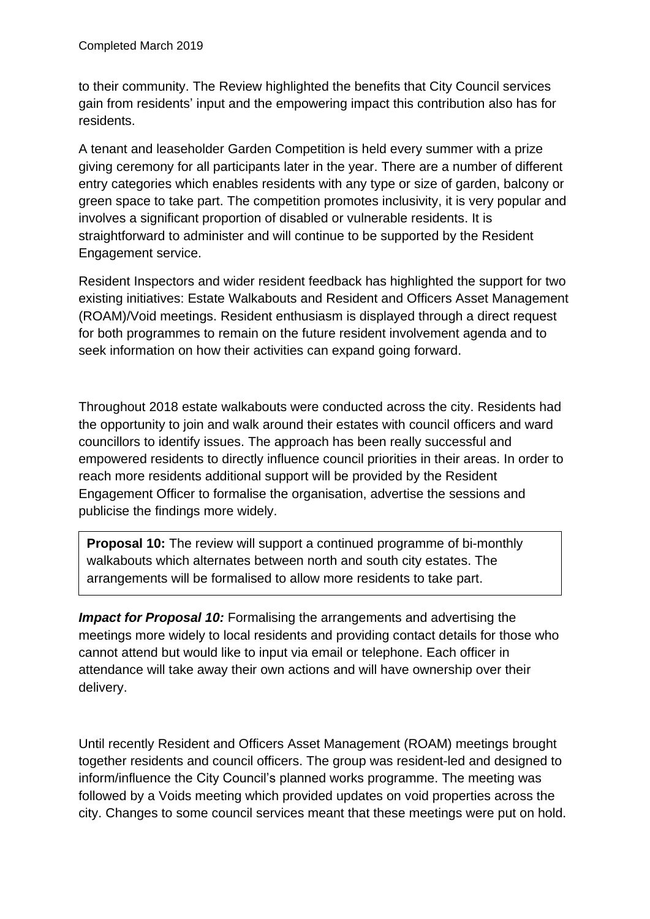to their community. The Review highlighted the benefits that City Council services gain from residents' input and the empowering impact this contribution also has for residents.

A tenant and leaseholder Garden Competition is held every summer with a prize giving ceremony for all participants later in the year. There are a number of different entry categories which enables residents with any type or size of garden, balcony or green space to take part. The competition promotes inclusivity, it is very popular and involves a significant proportion of disabled or vulnerable residents. It is straightforward to administer and will continue to be supported by the Resident Engagement service.

Resident Inspectors and wider resident feedback has highlighted the support for two existing initiatives: Estate Walkabouts and Resident and Officers Asset Management (ROAM)/Void meetings. Resident enthusiasm is displayed through a direct request for both programmes to remain on the future resident involvement agenda and to seek information on how their activities can expand going forward.

Throughout 2018 estate walkabouts were conducted across the city. Residents had the opportunity to join and walk around their estates with council officers and ward councillors to identify issues. The approach has been really successful and empowered residents to directly influence council priorities in their areas. In order to reach more residents additional support will be provided by the Resident Engagement Officer to formalise the organisation, advertise the sessions and publicise the findings more widely.

**Proposal 10:** The review will support a continued programme of bi-monthly walkabouts which alternates between north and south city estates. The arrangements will be formalised to allow more residents to take part.

***Impact for Proposal 10:*** Formalising the arrangements and advertising the meetings more widely to local residents and providing contact details for those who cannot attend but would like to input via email or telephone. Each officer in attendance will take away their own actions and will have ownership over their delivery.

Until recently Resident and Officers Asset Management (ROAM) meetings brought together residents and council officers. The group was resident-led and designed to inform/influence the City Council's planned works programme. The meeting was followed by a Voids meeting which provided updates on void properties across the city. Changes to some council services meant that these meetings were put on hold.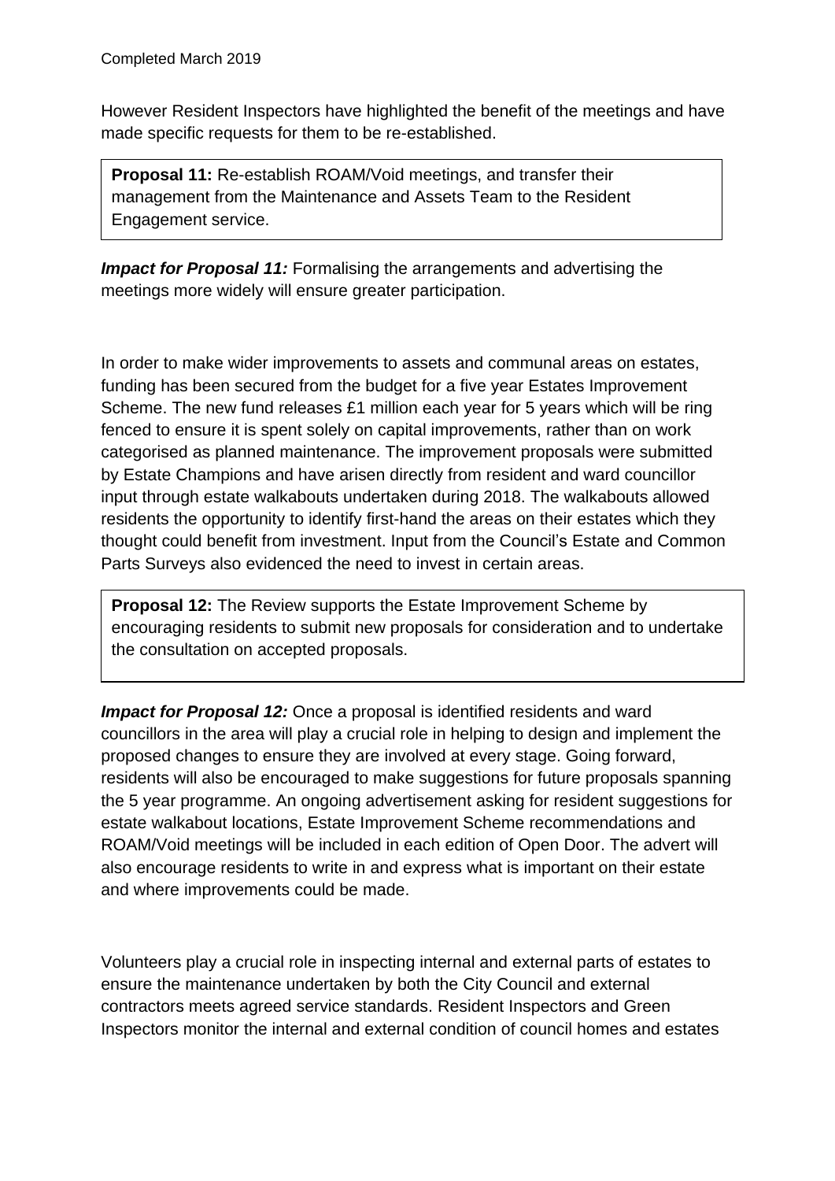However Resident Inspectors have highlighted the benefit of the meetings and have made specific requests for them to be re-established.

> **Proposal 11:** Re-establish ROAM/Void meetings, and transfer their management from the Maintenance and Assets Team to the Resident Engagement service.

***Impact for Proposal 11:*** Formalising the arrangements and advertising the meetings more widely will ensure greater participation.

In order to make wider improvements to assets and communal areas on estates, funding has been secured from the budget for a five year Estates Improvement Scheme. The new fund releases £1 million each year for 5 years which will be ring fenced to ensure it is spent solely on capital improvements, rather than on work categorised as planned maintenance. The improvement proposals were submitted by Estate Champions and have arisen directly from resident and ward councillor input through estate walkabouts undertaken during 2018. The walkabouts allowed residents the opportunity to identify first-hand the areas on their estates which they thought could benefit from investment. Input from the Council's Estate and Common Parts Surveys also evidenced the need to invest in certain areas.

> **Proposal 12:** The Review supports the Estate Improvement Scheme by encouraging residents to submit new proposals for consideration and to undertake the consultation on accepted proposals.

***Impact for Proposal 12:*** Once a proposal is identified residents and ward councillors in the area will play a crucial role in helping to design and implement the proposed changes to ensure they are involved at every stage. Going forward, residents will also be encouraged to make suggestions for future proposals spanning the 5 year programme. An ongoing advertisement asking for resident suggestions for estate walkabout locations, Estate Improvement Scheme recommendations and ROAM/Void meetings will be included in each edition of Open Door. The advert will also encourage residents to write in and express what is important on their estate and where improvements could be made.

Volunteers play a crucial role in inspecting internal and external parts of estates to ensure the maintenance undertaken by both the City Council and external contractors meets agreed service standards. Resident Inspectors and Green Inspectors monitor the internal and external condition of council homes and estates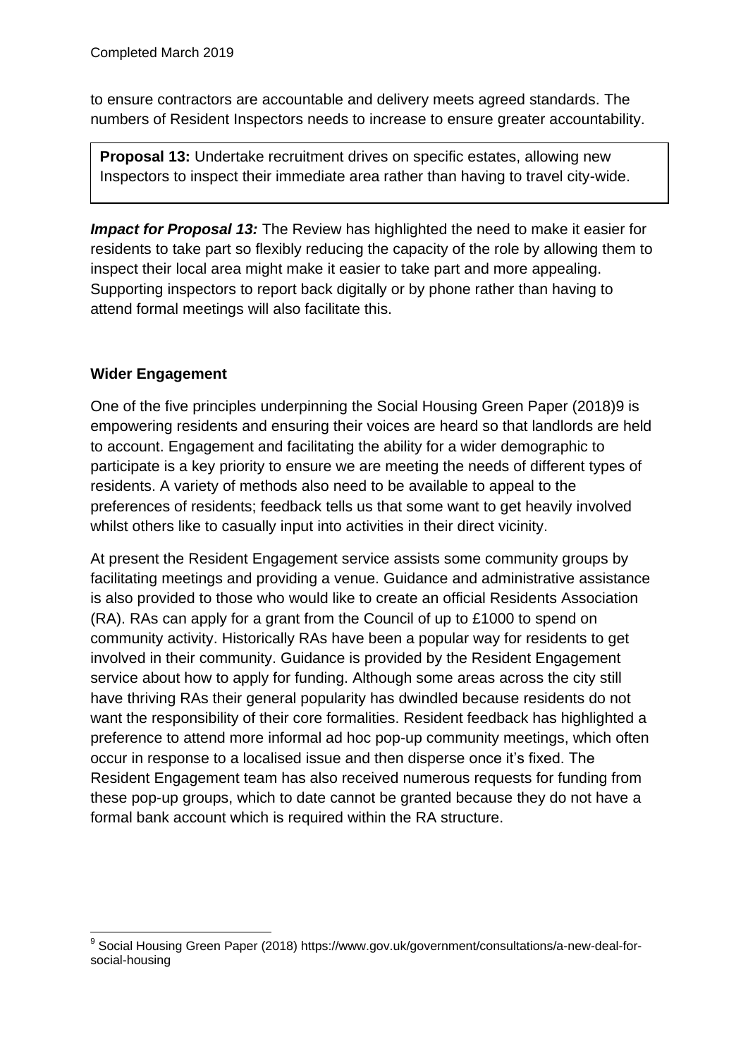to ensure contractors are accountable and delivery meets agreed standards. The numbers of Resident Inspectors needs to increase to ensure greater accountability.

**Proposal 13:** Undertake recruitment drives on specific estates, allowing new Inspectors to inspect their immediate area rather than having to travel city-wide.

***Impact for Proposal 13:*** The Review has highlighted the need to make it easier for residents to take part so flexibly reducing the capacity of the role by allowing them to inspect their local area might make it easier to take part and more appealing. Supporting inspectors to report back digitally or by phone rather than having to attend formal meetings will also facilitate this.

**Wider Engagement**

One of the five principles underpinning the Social Housing Green Paper (2018)[9] is empowering residents and ensuring their voices are heard so that landlords are held to account. Engagement and facilitating the ability for a wider demographic to participate is a key priority to ensure we are meeting the needs of different types of residents. A variety of methods also need to be available to appeal to the preferences of residents; feedback tells us that some want to get heavily involved whilst others like to casually input into activities in their direct vicinity.

At present the Resident Engagement service assists some community groups by facilitating meetings and providing a venue. Guidance and administrative assistance is also provided to those who would like to create an official Residents Association (RA). RAs can apply for a grant from the Council of up to £1000 to spend on community activity. Historically RAs have been a popular way for residents to get involved in their community. Guidance is provided by the Resident Engagement service about how to apply for funding. Although some areas across the city still have thriving RAs their general popularity has dwindled because residents do not want the responsibility of their core formalities. Resident feedback has highlighted a preference to attend more informal ad hoc pop-up community meetings, which often occur in response to a localised issue and then disperse once it's fixed. The Resident Engagement team has also received numerous requests for funding from these pop-up groups, which to date cannot be granted because they do not have a formal bank account which is required within the RA structure.

[9] Social Housing Green Paper (2018) https://www.gov.uk/government/consultations/a-new-deal-for-social-housing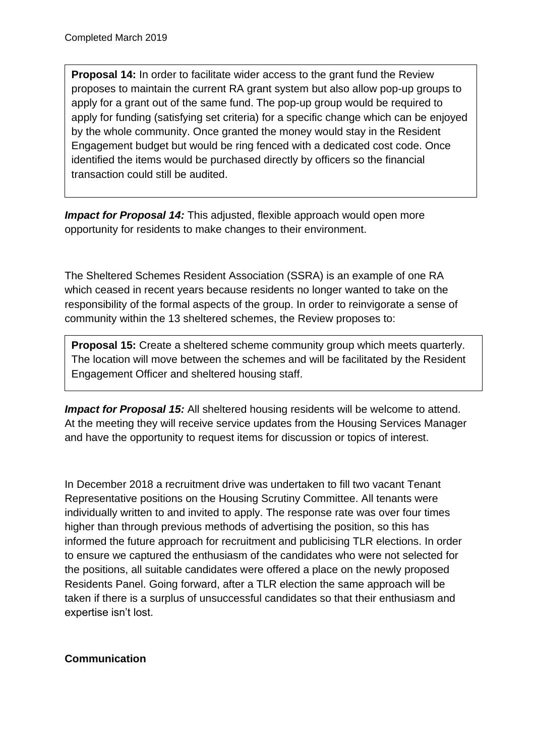**Proposal 14:** In order to facilitate wider access to the grant fund the Review proposes to maintain the current RA grant system but also allow pop-up groups to apply for a grant out of the same fund. The pop-up group would be required to apply for funding (satisfying set criteria) for a specific change which can be enjoyed by the whole community. Once granted the money would stay in the Resident Engagement budget but would be ring fenced with a dedicated cost code. Once identified the items would be purchased directly by officers so the financial transaction could still be audited.

***Impact for Proposal 14:*** This adjusted, flexible approach would open more opportunity for residents to make changes to their environment.

The Sheltered Schemes Resident Association (SSRA) is an example of one RA which ceased in recent years because residents no longer wanted to take on the responsibility of the formal aspects of the group. In order to reinvigorate a sense of community within the 13 sheltered schemes, the Review proposes to:

**Proposal 15:** Create a sheltered scheme community group which meets quarterly. The location will move between the schemes and will be facilitated by the Resident Engagement Officer and sheltered housing staff.

***Impact for Proposal 15:*** All sheltered housing residents will be welcome to attend. At the meeting they will receive service updates from the Housing Services Manager and have the opportunity to request items for discussion or topics of interest.

In December 2018 a recruitment drive was undertaken to fill two vacant Tenant Representative positions on the Housing Scrutiny Committee. All tenants were individually written to and invited to apply. The response rate was over four times higher than through previous methods of advertising the position, so this has informed the future approach for recruitment and publicising TLR elections. In order to ensure we captured the enthusiasm of the candidates who were not selected for the positions, all suitable candidates were offered a place on the newly proposed Residents Panel. Going forward, after a TLR election the same approach will be taken if there is a surplus of unsuccessful candidates so that their enthusiasm and expertise isn't lost.

**Communication**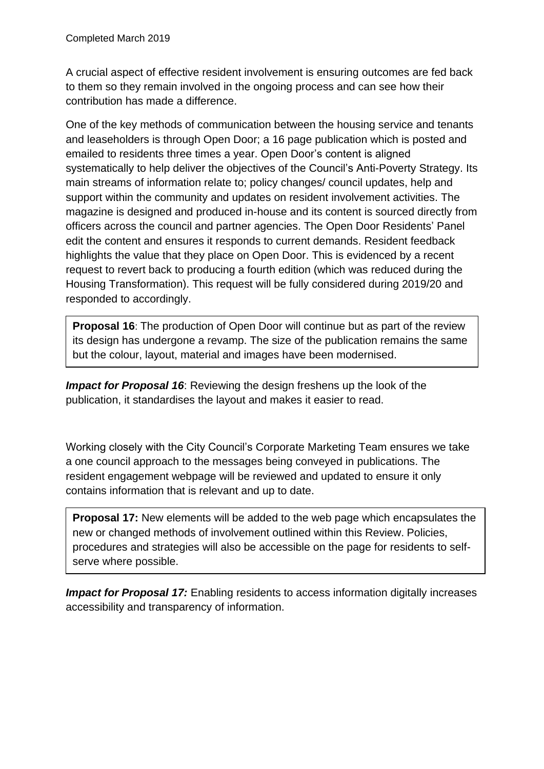Completed March 2019

A crucial aspect of effective resident involvement is ensuring outcomes are fed back to them so they remain involved in the ongoing process and can see how their contribution has made a difference.

One of the key methods of communication between the housing service and tenants and leaseholders is through Open Door; a 16 page publication which is posted and emailed to residents three times a year. Open Door's content is aligned systematically to help deliver the objectives of the Council's Anti-Poverty Strategy. Its main streams of information relate to; policy changes/ council updates, help and support within the community and updates on resident involvement activities. The magazine is designed and produced in-house and its content is sourced directly from officers across the council and partner agencies. The Open Door Residents' Panel edit the content and ensures it responds to current demands. Resident feedback highlights the value that they place on Open Door. This is evidenced by a recent request to revert back to producing a fourth edition (which was reduced during the Housing Transformation). This request will be fully considered during 2019/20 and responded to accordingly.

**Proposal 16**: The production of Open Door will continue but as part of the review its design has undergone a revamp. The size of the publication remains the same but the colour, layout, material and images have been modernised.

***Impact for Proposal 16***: Reviewing the design freshens up the look of the publication, it standardises the layout and makes it easier to read.

Working closely with the City Council's Corporate Marketing Team ensures we take a one council approach to the messages being conveyed in publications. The resident engagement webpage will be reviewed and updated to ensure it only contains information that is relevant and up to date.

**Proposal 17:** New elements will be added to the web page which encapsulates the new or changed methods of involvement outlined within this Review. Policies, procedures and strategies will also be accessible on the page for residents to self-serve where possible.

***Impact for Proposal 17:*** Enabling residents to access information digitally increases accessibility and transparency of information.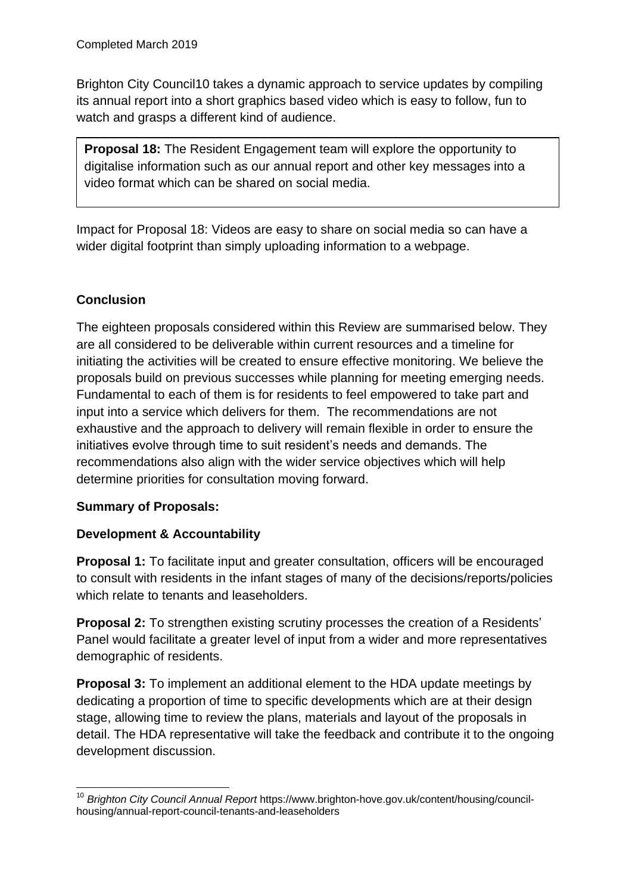Completed March 2019

Brighton City Council[10] takes a dynamic approach to service updates by compiling its annual report into a short graphics based video which is easy to follow, fun to watch and grasps a different kind of audience.

**Proposal 18:** The Resident Engagement team will explore the opportunity to digitalise information such as our annual report and other key messages into a video format which can be shared on social media.

Impact for Proposal 18: Videos are easy to share on social media so can have a wider digital footprint than simply uploading information to a webpage.

**Conclusion**

The eighteen proposals considered within this Review are summarised below. They are all considered to be deliverable within current resources and a timeline for initiating the activities will be created to ensure effective monitoring. We believe the proposals build on previous successes while planning for meeting emerging needs. Fundamental to each of them is for residents to feel empowered to take part and input into a service which delivers for them. The recommendations are not exhaustive and the approach to delivery will remain flexible in order to ensure the initiatives evolve through time to suit resident's needs and demands. The recommendations also align with the wider service objectives which will help determine priorities for consultation moving forward.

**Summary of Proposals:**

**Development & Accountability**

**Proposal 1:** To facilitate input and greater consultation, officers will be encouraged to consult with residents in the infant stages of many of the decisions/reports/policies which relate to tenants and leaseholders.

**Proposal 2:** To strengthen existing scrutiny processes the creation of a Residents' Panel would facilitate a greater level of input from a wider and more representatives demographic of residents.

**Proposal 3:** To implement an additional element to the HDA update meetings by dedicating a proportion of time to specific developments which are at their design stage, allowing time to review the plans, materials and layout of the proposals in detail. The HDA representative will take the feedback and contribute it to the ongoing development discussion.

[10] *Brighton City Council Annual Report* https://www.brighton-hove.gov.uk/content/housing/council-housing/annual-report-council-tenants-and-leaseholders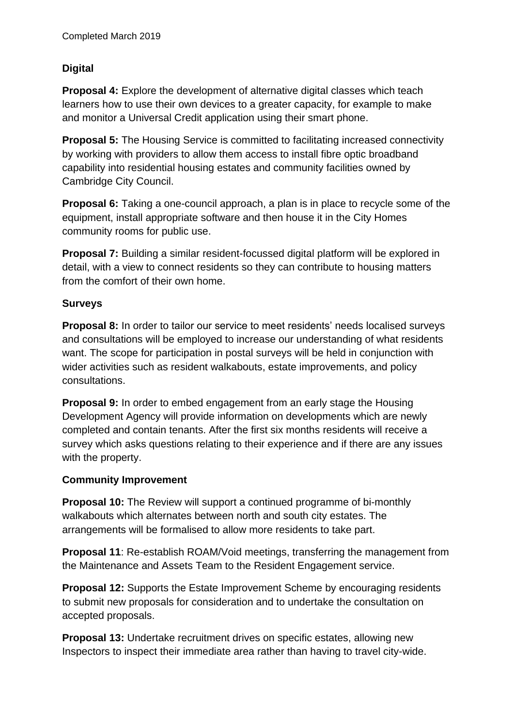Completed March 2019

**Digital**

**Proposal 4:** Explore the development of alternative digital classes which teach learners how to use their own devices to a greater capacity, for example to make and monitor a Universal Credit application using their smart phone.

**Proposal 5:** The Housing Service is committed to facilitating increased connectivity by working with providers to allow them access to install fibre optic broadband capability into residential housing estates and community facilities owned by Cambridge City Council.

**Proposal 6:** Taking a one-council approach, a plan is in place to recycle some of the equipment, install appropriate software and then house it in the City Homes community rooms for public use.

**Proposal 7:** Building a similar resident-focussed digital platform will be explored in detail, with a view to connect residents so they can contribute to housing matters from the comfort of their own home.

**Surveys**

**Proposal 8:** In order to tailor our service to meet residents' needs localised surveys and consultations will be employed to increase our understanding of what residents want. The scope for participation in postal surveys will be held in conjunction with wider activities such as resident walkabouts, estate improvements, and policy consultations.

**Proposal 9:** In order to embed engagement from an early stage the Housing Development Agency will provide information on developments which are newly completed and contain tenants. After the first six months residents will receive a survey which asks questions relating to their experience and if there are any issues with the property.

**Community Improvement**

**Proposal 10:** The Review will support a continued programme of bi-monthly walkabouts which alternates between north and south city estates. The arrangements will be formalised to allow more residents to take part.

**Proposal 11**: Re-establish ROAM/Void meetings, transferring the management from the Maintenance and Assets Team to the Resident Engagement service.

**Proposal 12:** Supports the Estate Improvement Scheme by encouraging residents to submit new proposals for consideration and to undertake the consultation on accepted proposals.

**Proposal 13:** Undertake recruitment drives on specific estates, allowing new Inspectors to inspect their immediate area rather than having to travel city-wide.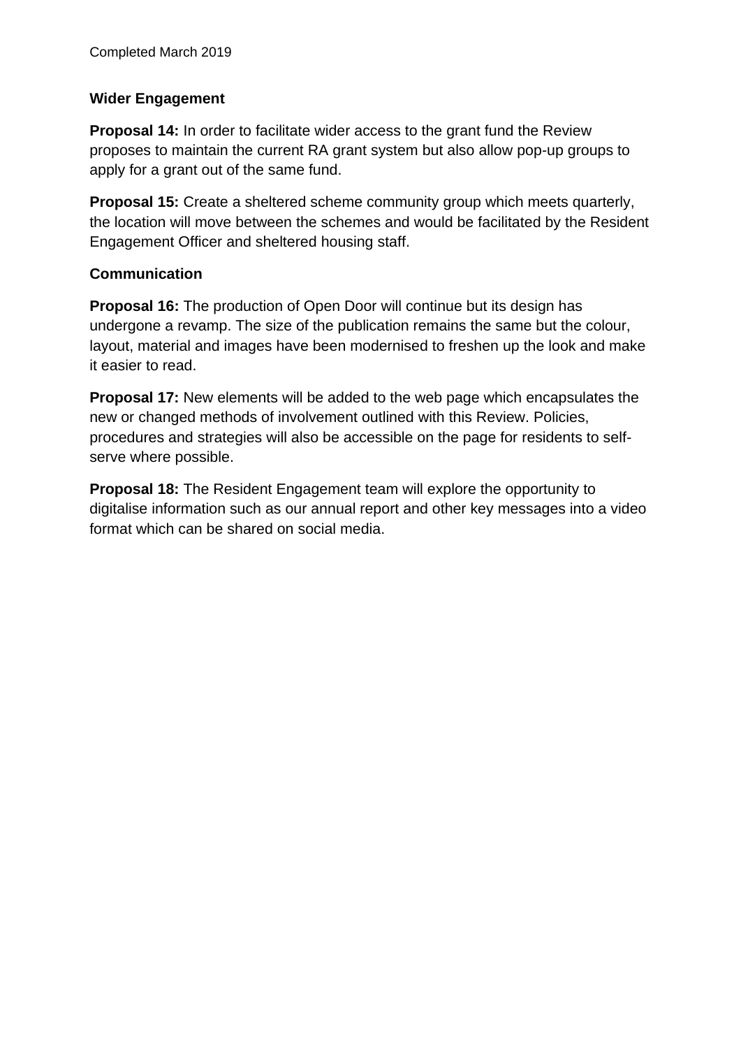Completed March 2019

**Wider Engagement**

**Proposal 14:** In order to facilitate wider access to the grant fund the Review proposes to maintain the current RA grant system but also allow pop-up groups to apply for a grant out of the same fund.

**Proposal 15:** Create a sheltered scheme community group which meets quarterly, the location will move between the schemes and would be facilitated by the Resident Engagement Officer and sheltered housing staff.

**Communication**

**Proposal 16:** The production of Open Door will continue but its design has undergone a revamp. The size of the publication remains the same but the colour, layout, material and images have been modernised to freshen up the look and make it easier to read.

**Proposal 17:** New elements will be added to the web page which encapsulates the new or changed methods of involvement outlined with this Review. Policies, procedures and strategies will also be accessible on the page for residents to self-serve where possible.

**Proposal 18:** The Resident Engagement team will explore the opportunity to digitalise information such as our annual report and other key messages into a video format which can be shared on social media.